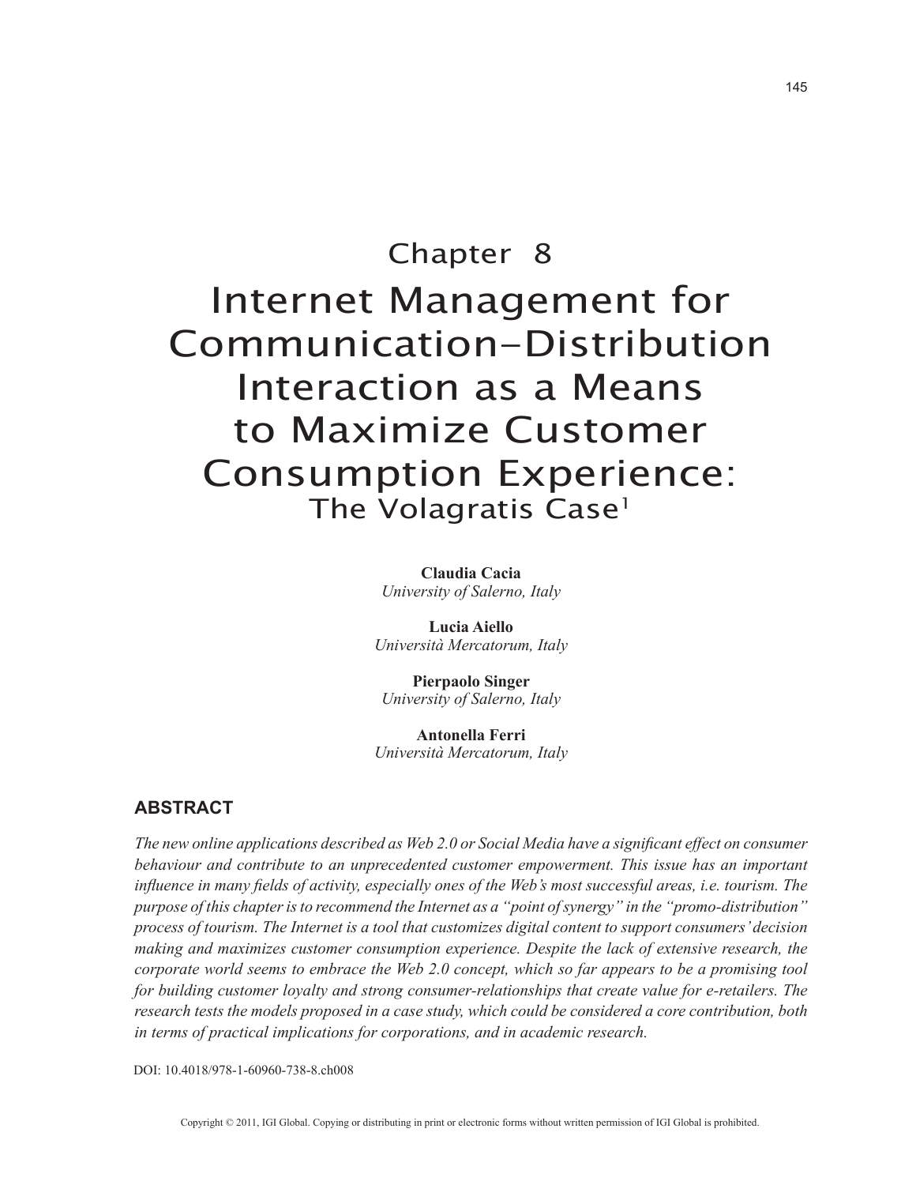Chapter 8

# Internet Management for Communication-Distribution Interaction as a Means to Maximize Customer Consumption Experience: The Volagratis Case[1]

**Claudia Cacia**
*University of Salerno, Italy*

**Lucia Aiello**
*Università Mercatorum, Italy*

**Pierpaolo Singer**
*University of Salerno, Italy*

**Antonella Ferri**
*Università Mercatorum, Italy*

## ABSTRACT

*The new online applications described as Web 2.0 or Social Media have a significant effect on consumer behaviour and contribute to an unprecedented customer empowerment. This issue has an important influence in many fields of activity, especially ones of the Web's most successful areas, i.e. tourism. The purpose of this chapter is to recommend the Internet as a "point of synergy" in the "promo-distribution" process of tourism. The Internet is a tool that customizes digital content to support consumers' decision making and maximizes customer consumption experience. Despite the lack of extensive research, the corporate world seems to embrace the Web 2.0 concept, which so far appears to be a promising tool for building customer loyalty and strong consumer-relationships that create value for e-retailers. The research tests the models proposed in a case study, which could be considered a core contribution, both in terms of practical implications for corporations, and in academic research.*

DOI: 10.4018/978-1-60960-738-8.ch008

Copyright © 2011, IGI Global. Copying or distributing in print or electronic forms without written permission of IGI Global is prohibited.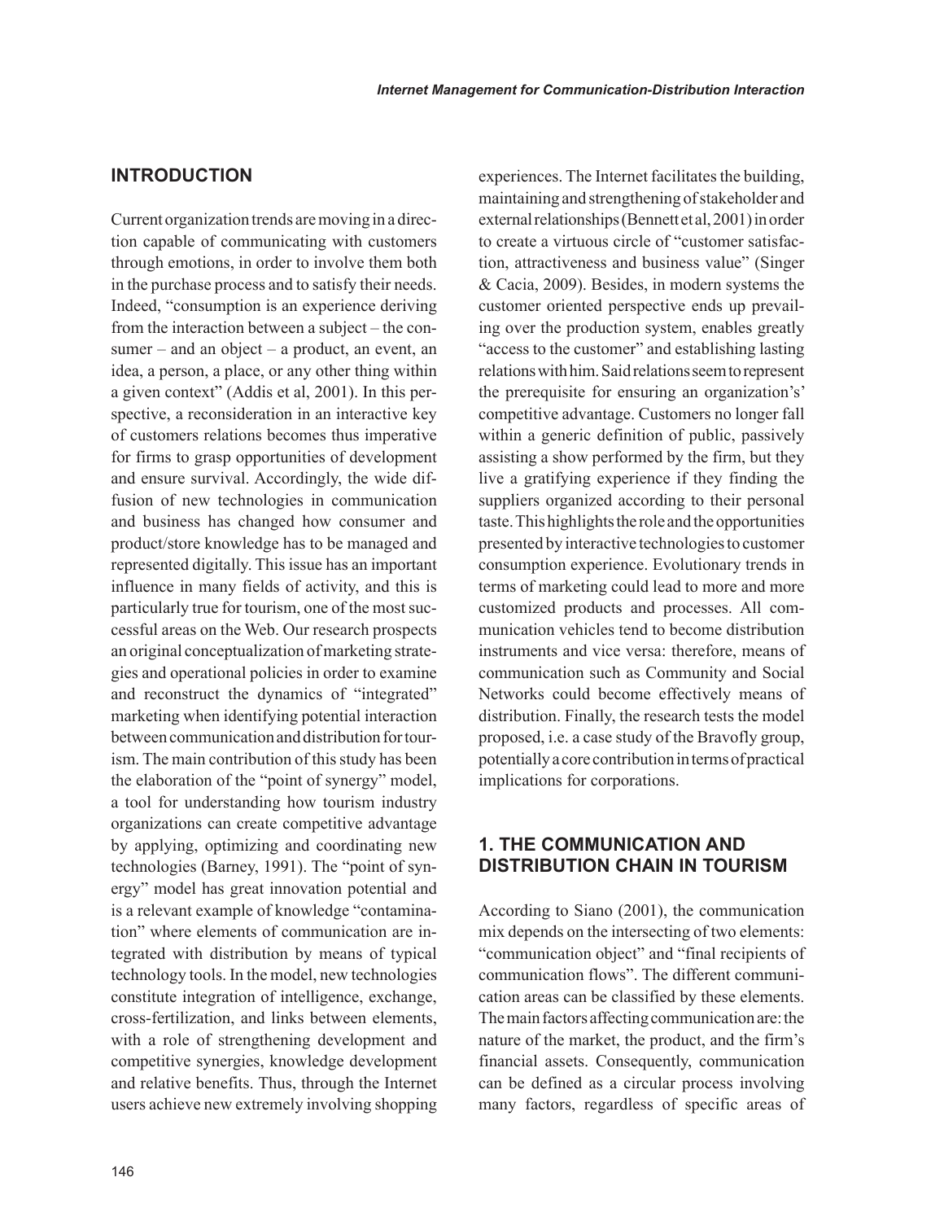## INTRODUCTION

Current organization trends are moving in a direction capable of communicating with customers through emotions, in order to involve them both in the purchase process and to satisfy their needs. Indeed, "consumption is an experience deriving from the interaction between a subject – the consumer – and an object – a product, an event, an idea, a person, a place, or any other thing within a given context" (Addis et al, 2001). In this perspective, a reconsideration in an interactive key of customers relations becomes thus imperative for firms to grasp opportunities of development and ensure survival. Accordingly, the wide diffusion of new technologies in communication and business has changed how consumer and product/store knowledge has to be managed and represented digitally. This issue has an important influence in many fields of activity, and this is particularly true for tourism, one of the most successful areas on the Web. Our research prospects an original conceptualization of marketing strategies and operational policies in order to examine and reconstruct the dynamics of "integrated" marketing when identifying potential interaction between communication and distribution for tourism. The main contribution of this study has been the elaboration of the "point of synergy" model, a tool for understanding how tourism industry organizations can create competitive advantage by applying, optimizing and coordinating new technologies (Barney, 1991). The "point of synergy" model has great innovation potential and is a relevant example of knowledge "contamination" where elements of communication are integrated with distribution by means of typical technology tools. In the model, new technologies constitute integration of intelligence, exchange, cross-fertilization, and links between elements, with a role of strengthening development and competitive synergies, knowledge development and relative benefits. Thus, through the Internet users achieve new extremely involving shopping experiences. The Internet facilitates the building, maintaining and strengthening of stakeholder and external relationships (Bennett et al, 2001) in order to create a virtuous circle of "customer satisfaction, attractiveness and business value" (Singer & Cacia, 2009). Besides, in modern systems the customer oriented perspective ends up prevailing over the production system, enables greatly "access to the customer" and establishing lasting relations with him. Said relations seem to represent the prerequisite for ensuring an organization's' competitive advantage. Customers no longer fall within a generic definition of public, passively assisting a show performed by the firm, but they live a gratifying experience if they finding the suppliers organized according to their personal taste. This highlights the role and the opportunities presented by interactive technologies to customer consumption experience. Evolutionary trends in terms of marketing could lead to more and more customized products and processes. All communication vehicles tend to become distribution instruments and vice versa: therefore, means of communication such as Community and Social Networks could become effectively means of distribution. Finally, the research tests the model proposed, i.e. a case study of the Bravofly group, potentially a core contribution in terms of practical implications for corporations.

## 1. THE COMMUNICATION AND DISTRIBUTION CHAIN IN TOURISM

According to Siano (2001), the communication mix depends on the intersecting of two elements: "communication object" and "final recipients of communication flows". The different communication areas can be classified by these elements. The main factors affecting communication are: the nature of the market, the product, and the firm's financial assets. Consequently, communication can be defined as a circular process involving many factors, regardless of specific areas of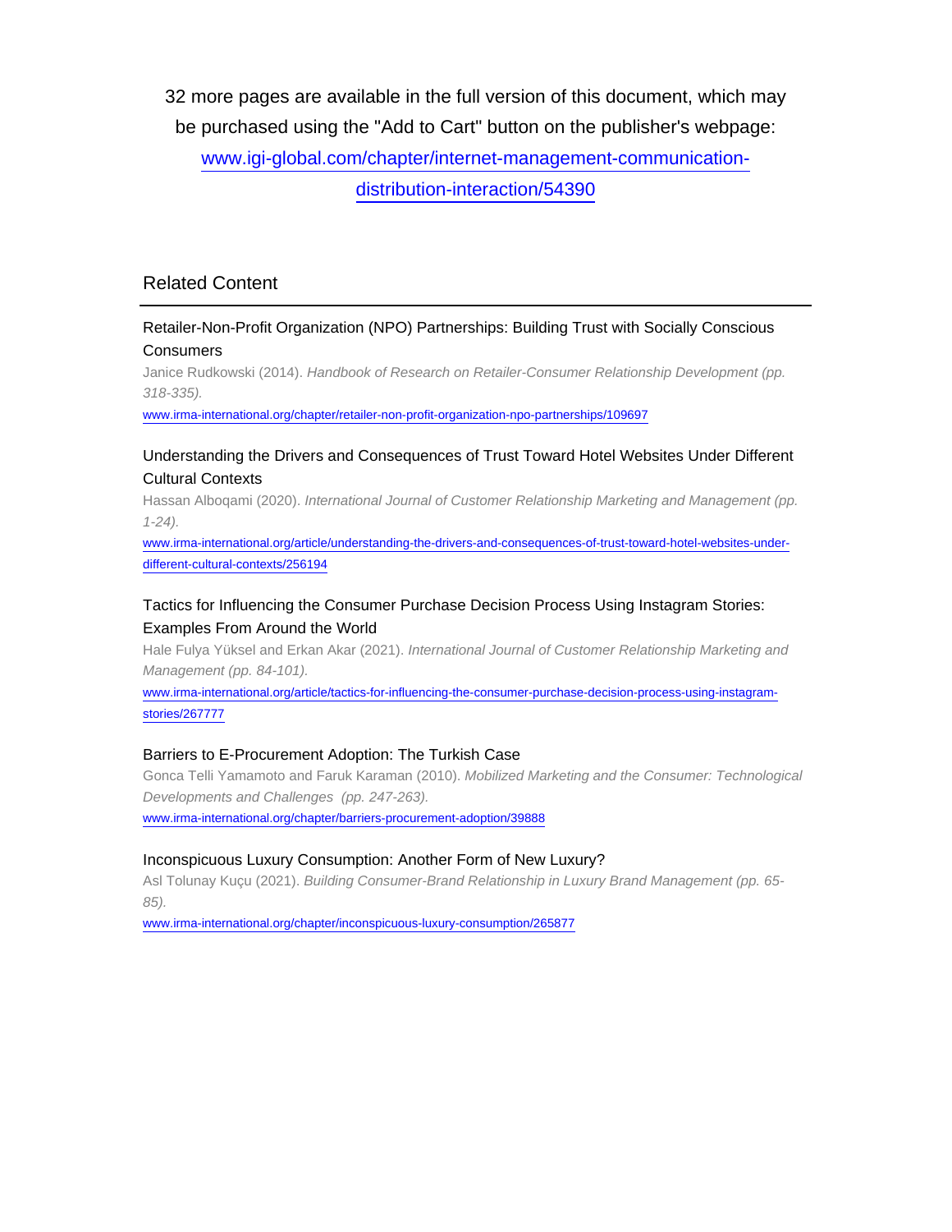32 more pages are available in the full version of this document, which may be purchased using the "Add to Cart" button on the publisher's webpage: www.igi-global.com/chapter/internet-management-communication-distribution-interaction/54390

## Related Content

Retailer-Non-Profit Organization (NPO) Partnerships: Building Trust with Socially Conscious Consumers
Janice Rudkowski (2014). *Handbook of Research on Retailer-Consumer Relationship Development (pp. 318-335).*
www.irma-international.org/chapter/retailer-non-profit-organization-npo-partnerships/109697

Understanding the Drivers and Consequences of Trust Toward Hotel Websites Under Different Cultural Contexts
Hassan Alboqami (2020). *International Journal of Customer Relationship Marketing and Management (pp. 1-24).*
www.irma-international.org/article/understanding-the-drivers-and-consequences-of-trust-toward-hotel-websites-under-different-cultural-contexts/256194

Tactics for Influencing the Consumer Purchase Decision Process Using Instagram Stories: Examples From Around the World
Hale Fulya Yüksel and Erkan Akar (2021). *International Journal of Customer Relationship Marketing and Management (pp. 84-101).*
www.irma-international.org/article/tactics-for-influencing-the-consumer-purchase-decision-process-using-instagram-stories/267777

Barriers to E-Procurement Adoption: The Turkish Case
Gonca Telli Yamamoto and Faruk Karaman (2010). *Mobilized Marketing and the Consumer: Technological Developments and Challenges (pp. 247-263).*
www.irma-international.org/chapter/barriers-procurement-adoption/39888

Inconspicuous Luxury Consumption: Another Form of New Luxury?
Asl Tolunay Kuçu (2021). *Building Consumer-Brand Relationship in Luxury Brand Management (pp. 65-85).*
www.irma-international.org/chapter/inconspicuous-luxury-consumption/265877